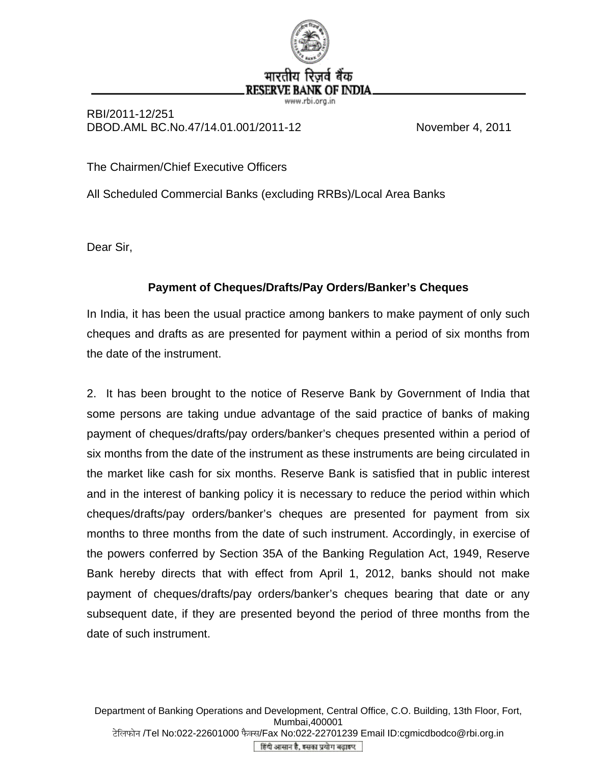भारतीय रिज़र्व बैंक
RESERVE BANK OF INDIA
www.rbi.org.in

RBI/2011-12/251
DBOD.AML BC.No.47/14.01.001/2011-12 November 4, 2011

The Chairmen/Chief Executive Officers

All Scheduled Commercial Banks (excluding RRBs)/Local Area Banks

Dear Sir,

**Payment of Cheques/Drafts/Pay Orders/Banker's Cheques**

In India, it has been the usual practice among bankers to make payment of only such cheques and drafts as are presented for payment within a period of six months from the date of the instrument.

2. It has been brought to the notice of Reserve Bank by Government of India that some persons are taking undue advantage of the said practice of banks of making payment of cheques/drafts/pay orders/banker's cheques presented within a period of six months from the date of the instrument as these instruments are being circulated in the market like cash for six months. Reserve Bank is satisfied that in public interest and in the interest of banking policy it is necessary to reduce the period within which cheques/drafts/pay orders/banker's cheques are presented for payment from six months to three months from the date of such instrument. Accordingly, in exercise of the powers conferred by Section 35A of the Banking Regulation Act, 1949, Reserve Bank hereby directs that with effect from April 1, 2012, banks should not make payment of cheques/drafts/pay orders/banker's cheques bearing that date or any subsequent date, if they are presented beyond the period of three months from the date of such instrument.

Department of Banking Operations and Development, Central Office, C.O. Building, 13th Floor, Fort, Mumbai,400001
टेलिफोन /Tel No:022-22601000 फैक्स/Fax No:022-22701239 Email ID:cgmicdbodco@rbi.org.in

हिंदी आसान है, इसका प्रयोग बढ़ाइए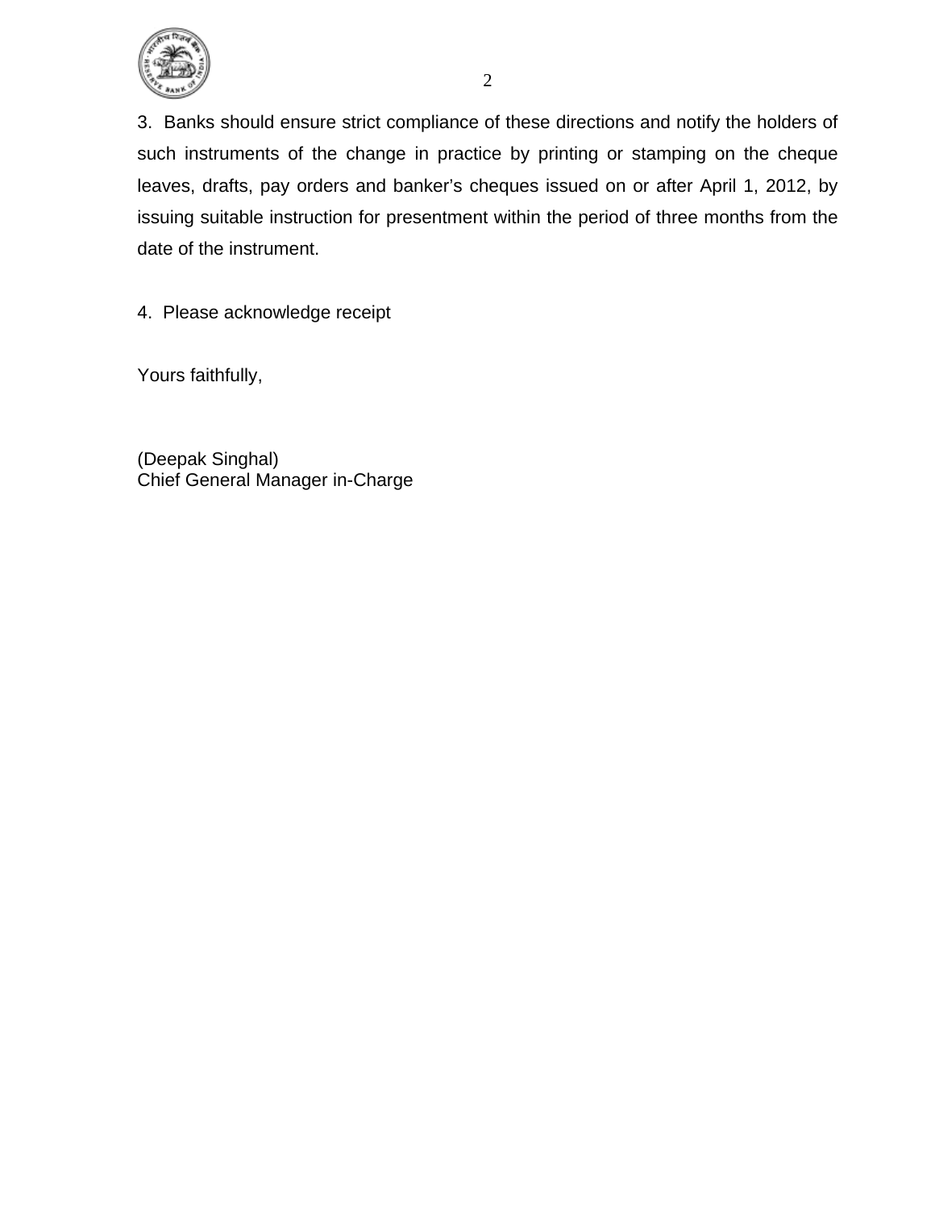3. Banks should ensure strict compliance of these directions and notify the holders of such instruments of the change in practice by printing or stamping on the cheque leaves, drafts, pay orders and banker's cheques issued on or after April 1, 2012, by issuing suitable instruction for presentment within the period of three months from the date of the instrument.

4. Please acknowledge receipt

Yours faithfully,

(Deepak Singhal)
Chief General Manager in-Charge